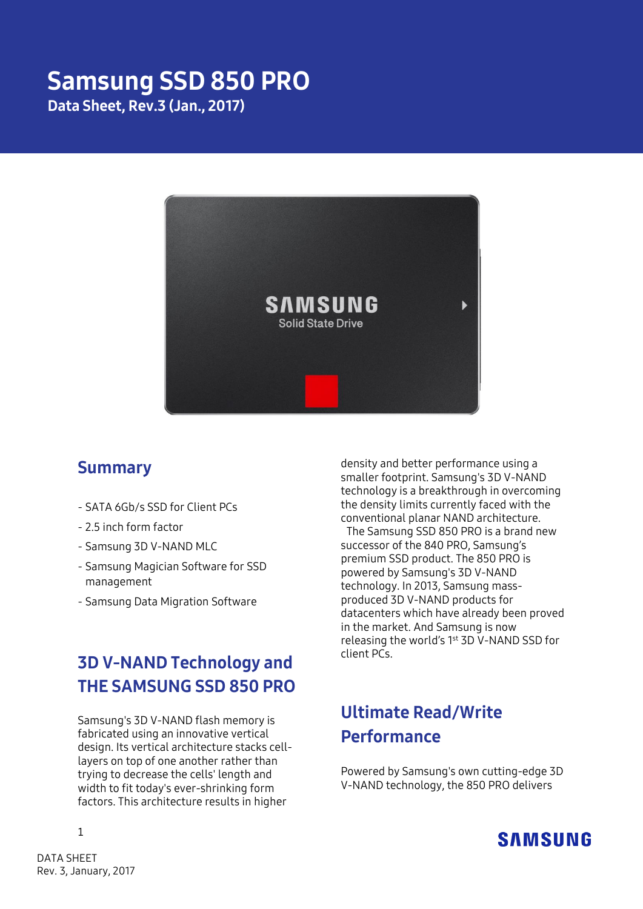# Samsung SSD 850 PRO

**Data Sheet, Rev.3 (Jan., 2017)**

## Summary

- SATA 6Gb/s SSD for Client PCs
- 2.5 inch form factor
- Samsung 3D V-NAND MLC
- Samsung Magician Software for SSD management
- Samsung Data Migration Software

## 3D V-NAND Technology and THE SAMSUNG SSD 850 PRO

Samsung's 3D V-NAND flash memory is fabricated using an innovative vertical design. Its vertical architecture stacks cell-layers on top of one another rather than trying to decrease the cells' length and width to fit today's ever-shrinking form factors. This architecture results in higher density and better performance using a smaller footprint. Samsung's 3D V-NAND technology is a breakthrough in overcoming the density limits currently faced with the conventional planar NAND architecture.

The Samsung SSD 850 PRO is a brand new successor of the 840 PRO, Samsung's premium SSD product. The 850 PRO is powered by Samsung's 3D V-NAND technology. In 2013, Samsung mass-produced 3D V-NAND products for datacenters which have already been proved in the market. And Samsung is now releasing the world's 1st 3D V-NAND SSD for client PCs.

## Ultimate Read/Write Performance

Powered by Samsung's own cutting-edge 3D V-NAND technology, the 850 PRO delivers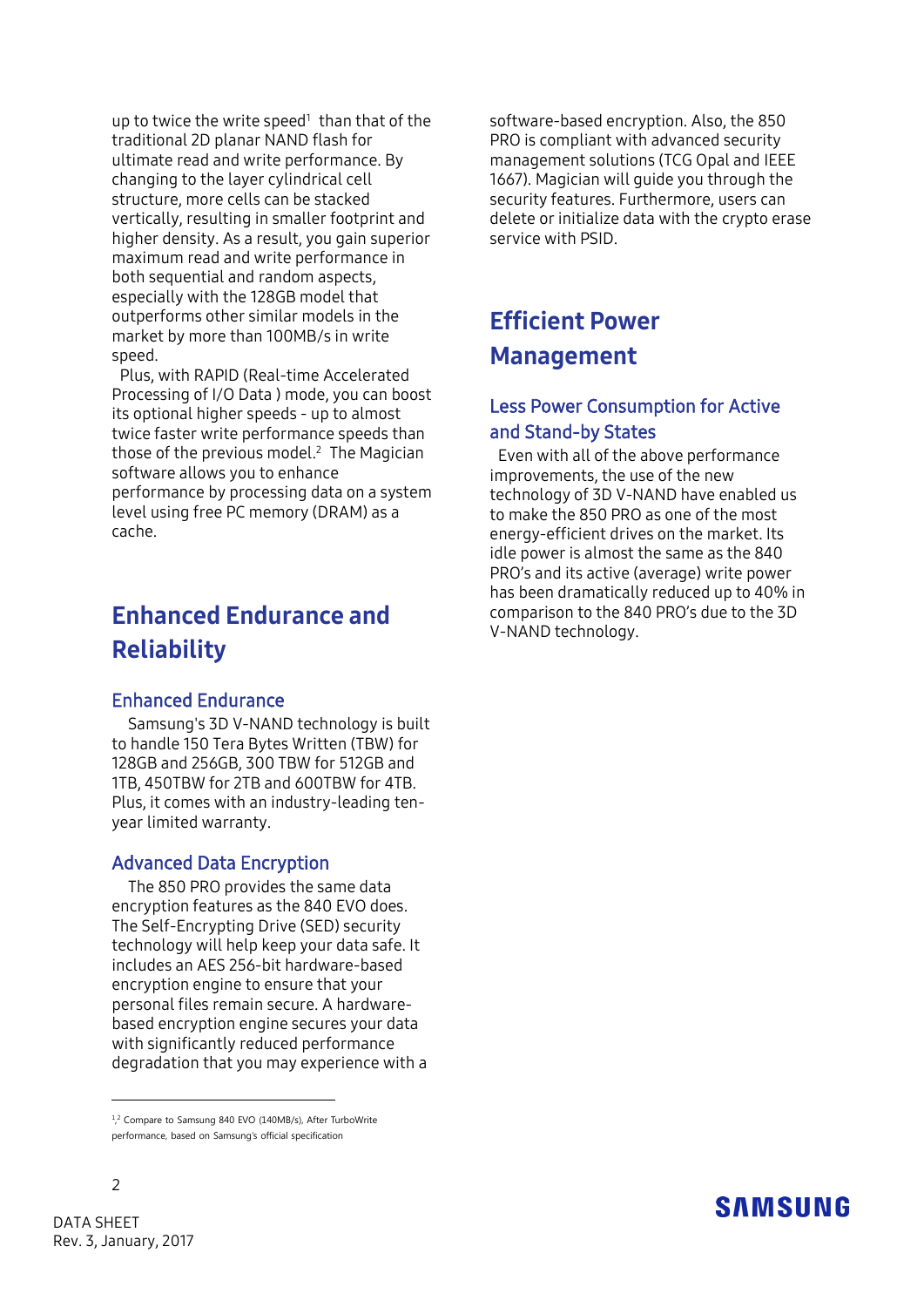up to twice the write speed[1] than that of the traditional 2D planar NAND flash for ultimate read and write performance. By changing to the layer cylindrical cell structure, more cells can be stacked vertically, resulting in smaller footprint and higher density. As a result, you gain superior maximum read and write performance in both sequential and random aspects, especially with the 128GB model that outperforms other similar models in the market by more than 100MB/s in write speed.

Plus, with RAPID (Real-time Accelerated Processing of I/O Data ) mode, you can boost its optional higher speeds - up to almost twice faster write performance speeds than those of the previous model.[2] The Magician software allows you to enhance performance by processing data on a system level using free PC memory (DRAM) as a cache.

## Enhanced Endurance and Reliability

### Enhanced Endurance

Samsung's 3D V-NAND technology is built to handle 150 Tera Bytes Written (TBW) for 128GB and 256GB, 300 TBW for 512GB and 1TB, 450TBW for 2TB and 600TBW for 4TB. Plus, it comes with an industry-leading ten-year limited warranty.

### Advanced Data Encryption

The 850 PRO provides the same data encryption features as the 840 EVO does. The Self-Encrypting Drive (SED) security technology will help keep your data safe. It includes an AES 256-bit hardware-based encryption engine to ensure that your personal files remain secure. A hardware-based encryption engine secures your data with significantly reduced performance degradation that you may experience with a software-based encryption. Also, the 850 PRO is compliant with advanced security management solutions (TCG Opal and IEEE 1667). Magician will guide you through the security features. Furthermore, users can delete or initialize data with the crypto erase service with PSID.

## Efficient Power Management

### Less Power Consumption for Active and Stand-by States

Even with all of the above performance improvements, the use of the new technology of 3D V-NAND have enabled us to make the 850 PRO as one of the most energy-efficient drives on the market. Its idle power is almost the same as the 840 PRO's and its active (average) write power has been dramatically reduced up to 40% in comparison to the 840 PRO's due to the 3D V-NAND technology.

---

[1],[2] Compare to Samsung 840 EVO (140MB/s), After TurboWrite performance, based on Samsung's official specification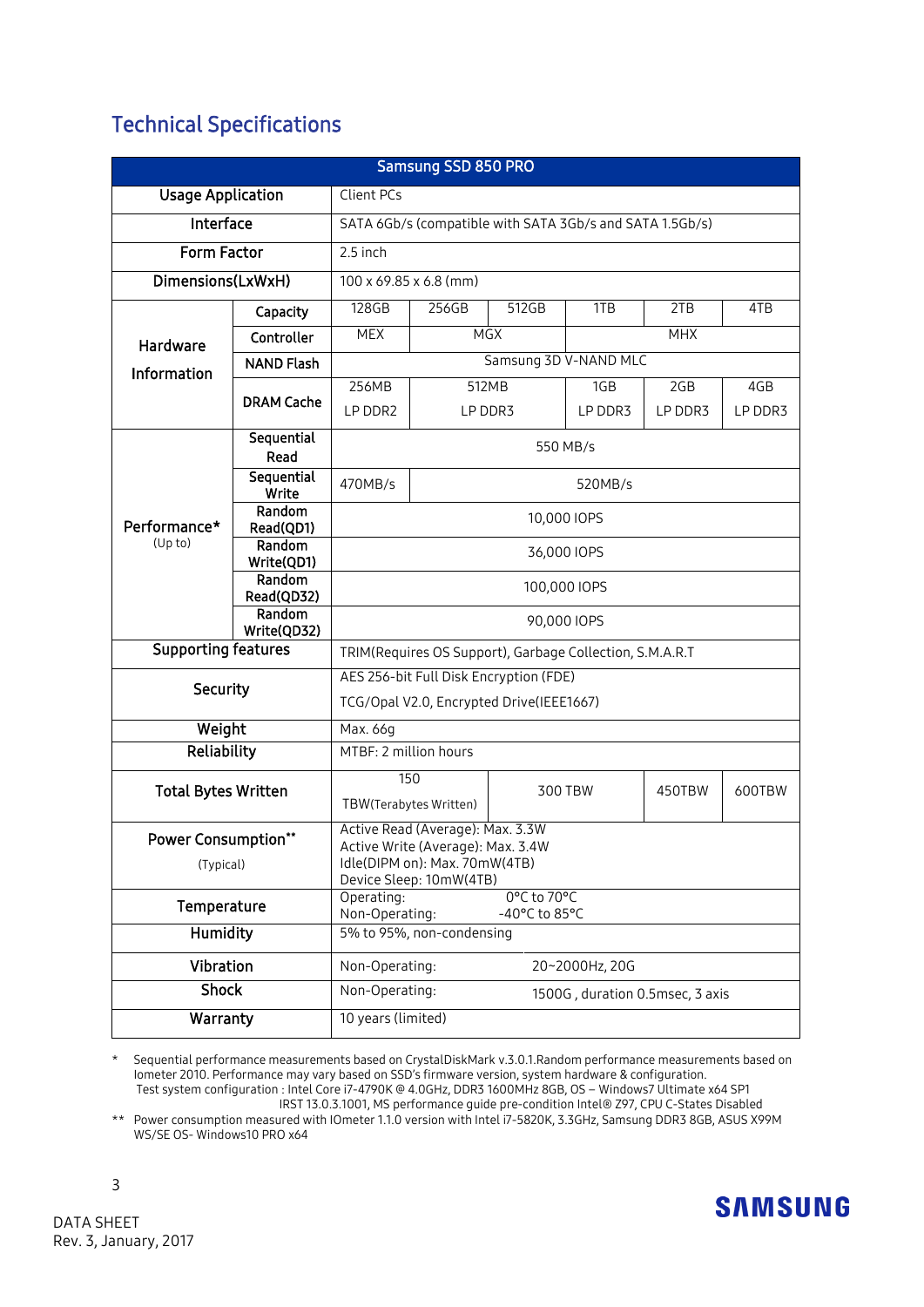## Technical Specifications

| Samsung SSD 850 PRO | | | | | | | |
|---|---|---|---|---|---|---|---|
| Usage Application | | Client PCs | | | | | |
| Interface | | SATA 6Gb/s (compatible with SATA 3Gb/s and SATA 1.5Gb/s) | | | | | |
| Form Factor | | 2.5 inch | | | | | |
| Dimensions(LxWxH) | | 100 x 69.85 x 6.8 (mm) | | | | | |
| Hardware Information | Capacity | 128GB | 256GB | 512GB | 1TB | 2TB | 4TB |
| | Controller | MEX | MGX | | MHX | | |
| | NAND Flash | Samsung 3D V-NAND MLC | | | | | |
| | DRAM Cache | 256MB LP DDR2 | 512MB LP DDR3 | | 1GB LP DDR3 | 2GB LP DDR3 | 4GB LP DDR3 |
| Performance* (Up to) | Sequential Read | 550 MB/s | | | | | |
| | Sequential Write | 470MB/s | 520MB/s | | | | |
| | Random Read(QD1) | 10,000 IOPS | | | | | |
| | Random Write(QD1) | 36,000 IOPS | | | | | |
| | Random Read(QD32) | 100,000 IOPS | | | | | |
| | Random Write(QD32) | 90,000 IOPS | | | | | |
| Supporting features | | TRIM(Requires OS Support), Garbage Collection, S.M.A.R.T | | | | | |
| Security | | AES 256-bit Full Disk Encryption (FDE)<br>TCG/Opal V2.0, Encrypted Drive(IEEE1667) | | | | | |
| Weight | | Max. 66g | | | | | |
| Reliability | | MTBF: 2 million hours | | | | | |
| Total Bytes Written | | 150 TBW(Terabytes Written) | | 300 TBW | | 450TBW | 600TBW |
| Power Consumption** (Typical) | | Active Read (Average): Max. 3.3W<br>Active Write (Average): Max. 3.4W<br>Idle(DIPM on): Max. 70mW(4TB)<br>Device Sleep: 10mW(4TB) | | | | | |
| Temperature | | Operating: 0°C to 70°C<br>Non-Operating: -40°C to 85°C | | | | | |
| Humidity | | 5% to 95%, non-condensing | | | | | |
| Vibration | | Non-Operating: 20~2000Hz, 20G | | | | | |
| Shock | | Non-Operating: 1500G , duration 0.5msec, 3 axis | | | | | |
| Warranty | | 10 years (limited) | | | | | |

\* Sequential performance measurements based on CrystalDiskMark v.3.0.1.Random performance measurements based on Iometer 2010. Performance may vary based on SSD's firmware version, system hardware & configuration.
Test system configuration : Intel Core i7-4790K @ 4.0GHz, DDR3 1600MHz 8GB, OS – Windows7 Ultimate x64 SP1 IRST 13.0.3.1001, MS performance guide pre-condition Intel® Z97, CPU C-States Disabled

\*\* Power consumption measured with IOmeter 1.1.0 version with Intel i7-5820K, 3.3GHz, Samsung DDR3 8GB, ASUS X99M WS/SE OS- Windows10 PRO x64

DATA SHEET
Rev. 3, January, 2017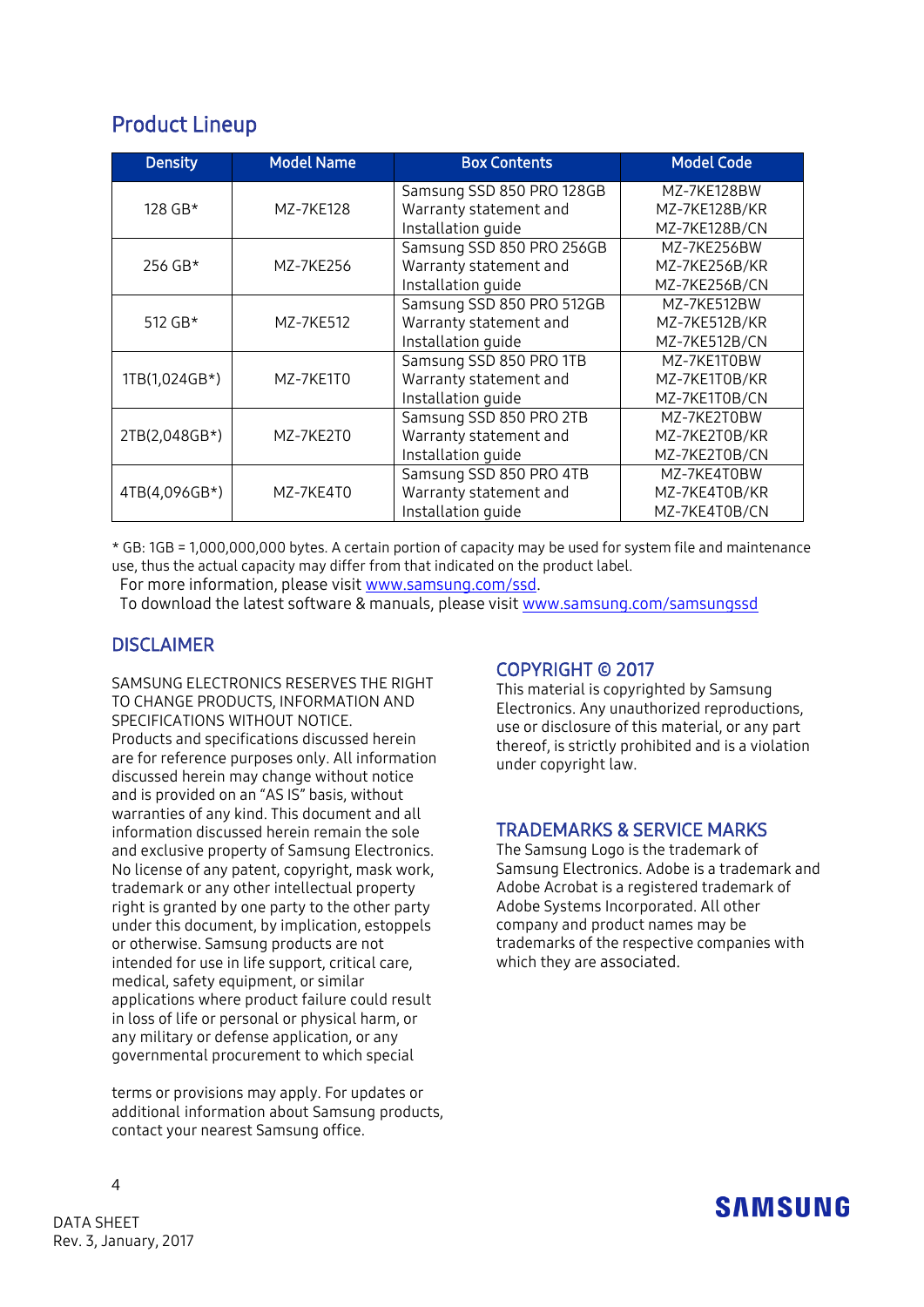## Product Lineup

| Density | Model Name | Box Contents | Model Code |
| --- | --- | --- | --- |
| 128 GB* | MZ-7KE128 | Samsung SSD 850 PRO 128GB<br>Warranty statement and<br>Installation guide | MZ-7KE128BW<br>MZ-7KE128B/KR<br>MZ-7KE128B/CN |
| 256 GB* | MZ-7KE256 | Samsung SSD 850 PRO 256GB<br>Warranty statement and<br>Installation guide | MZ-7KE256BW<br>MZ-7KE256B/KR<br>MZ-7KE256B/CN |
| 512 GB* | MZ-7KE512 | Samsung SSD 850 PRO 512GB<br>Warranty statement and<br>Installation guide | MZ-7KE512BW<br>MZ-7KE512B/KR<br>MZ-7KE512B/CN |
| 1TB(1,024GB*) | MZ-7KE1T0 | Samsung SSD 850 PRO 1TB<br>Warranty statement and<br>Installation guide | MZ-7KE1T0BW<br>MZ-7KE1T0B/KR<br>MZ-7KE1T0B/CN |
| 2TB(2,048GB*) | MZ-7KE2T0 | Samsung SSD 850 PRO 2TB<br>Warranty statement and<br>Installation guide | MZ-7KE2T0BW<br>MZ-7KE2T0B/KR<br>MZ-7KE2T0B/CN |
| 4TB(4,096GB*) | MZ-7KE4T0 | Samsung SSD 850 PRO 4TB<br>Warranty statement and<br>Installation guide | MZ-7KE4T0BW<br>MZ-7KE4T0B/KR<br>MZ-7KE4T0B/CN |

* GB: 1GB = 1,000,000,000 bytes. A certain portion of capacity may be used for system file and maintenance use, thus the actual capacity may differ from that indicated on the product label.

For more information, please visit www.samsung.com/ssd.

To download the latest software & manuals, please visit www.samsung.com/samsungssd

## DISCLAIMER

SAMSUNG ELECTRONICS RESERVES THE RIGHT TO CHANGE PRODUCTS, INFORMATION AND SPECIFICATIONS WITHOUT NOTICE.
Products and specifications discussed herein are for reference purposes only. All information discussed herein may change without notice and is provided on an "AS IS" basis, without warranties of any kind. This document and all information discussed herein remain the sole and exclusive property of Samsung Electronics. No license of any patent, copyright, mask work, trademark or any other intellectual property right is granted by one party to the other party under this document, by implication, estoppels or otherwise. Samsung products are not intended for use in life support, critical care, medical, safety equipment, or similar applications where product failure could result in loss of life or personal or physical harm, or any military or defense application, or any governmental procurement to which special terms or provisions may apply. For updates or additional information about Samsung products, contact your nearest Samsung office.

## COPYRIGHT © 2017

This material is copyrighted by Samsung Electronics. Any unauthorized reproductions, use or disclosure of this material, or any part thereof, is strictly prohibited and is a violation under copyright law.

## TRADEMARKS & SERVICE MARKS

The Samsung Logo is the trademark of Samsung Electronics. Adobe is a trademark and Adobe Acrobat is a registered trademark of Adobe Systems Incorporated. All other company and product names may be trademarks of the respective companies with which they are associated.